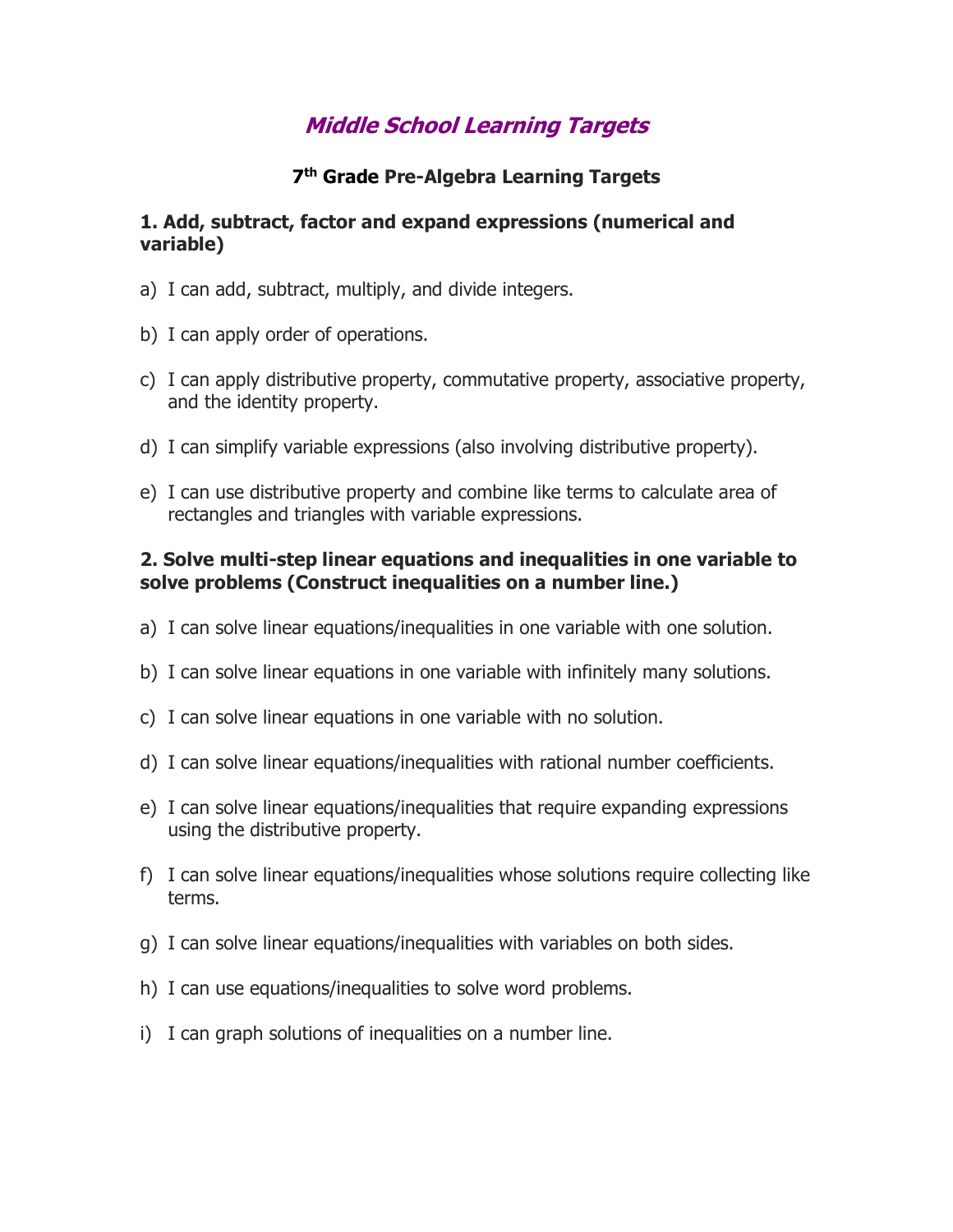# *Middle School Learning Targets*

## 7th Grade Pre-Algebra Learning Targets

### 1. Add, subtract, factor and expand expressions (numerical and variable)

a) I can add, subtract, multiply, and divide integers.

b) I can apply order of operations.

c) I can apply distributive property, commutative property, associative property, and the identity property.

d) I can simplify variable expressions (also involving distributive property).

e) I can use distributive property and combine like terms to calculate area of rectangles and triangles with variable expressions.

### 2. Solve multi-step linear equations and inequalities in one variable to solve problems (Construct inequalities on a number line.)

a) I can solve linear equations/inequalities in one variable with one solution.

b) I can solve linear equations in one variable with infinitely many solutions.

c) I can solve linear equations in one variable with no solution.

d) I can solve linear equations/inequalities with rational number coefficients.

e) I can solve linear equations/inequalities that require expanding expressions using the distributive property.

f) I can solve linear equations/inequalities whose solutions require collecting like terms.

g) I can solve linear equations/inequalities with variables on both sides.

h) I can use equations/inequalities to solve word problems.

i) I can graph solutions of inequalities on a number line.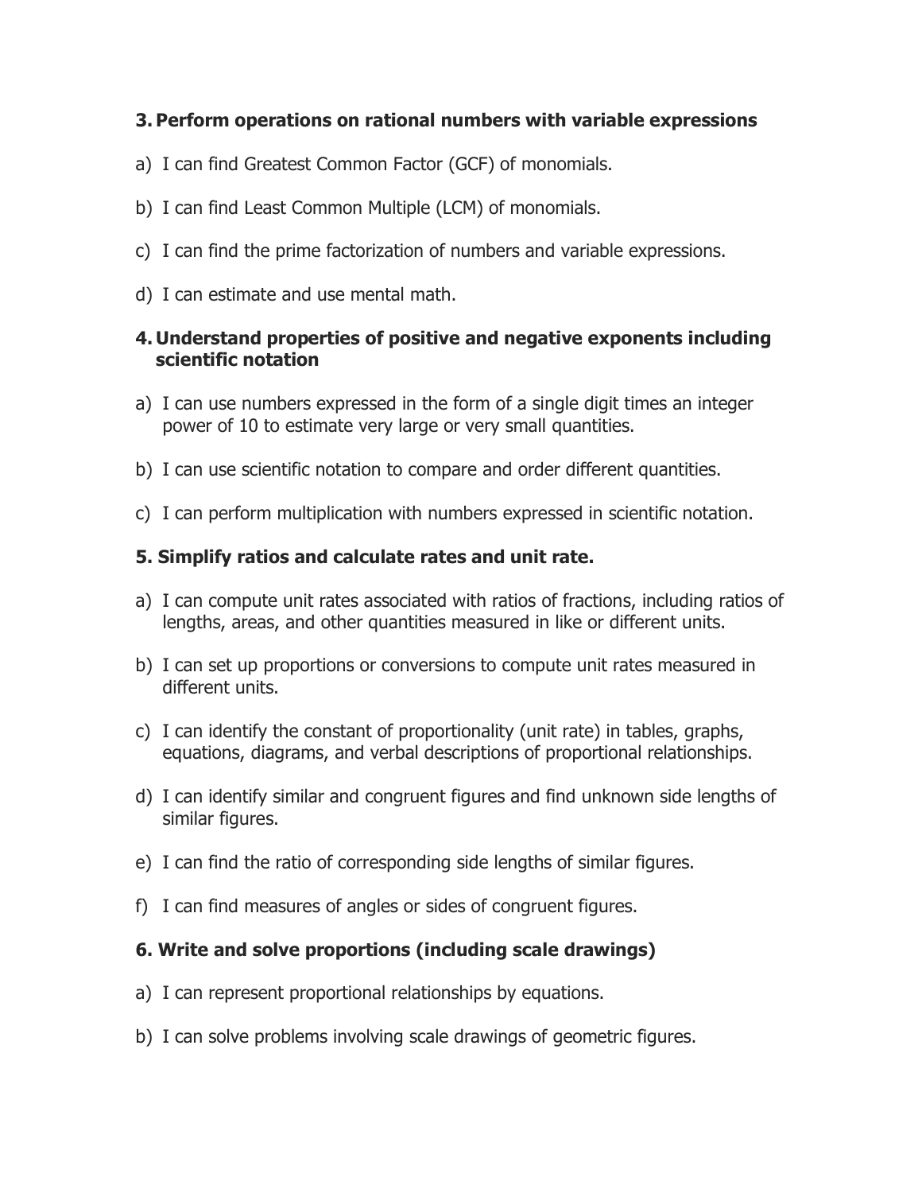### 3. Perform operations on rational numbers with variable expressions

a) I can find Greatest Common Factor (GCF) of monomials.

b) I can find Least Common Multiple (LCM) of monomials.

c) I can find the prime factorization of numbers and variable expressions.

d) I can estimate and use mental math.

### 4. Understand properties of positive and negative exponents including scientific notation

a) I can use numbers expressed in the form of a single digit times an integer power of 10 to estimate very large or very small quantities.

b) I can use scientific notation to compare and order different quantities.

c) I can perform multiplication with numbers expressed in scientific notation.

### 5. Simplify ratios and calculate rates and unit rate.

a) I can compute unit rates associated with ratios of fractions, including ratios of lengths, areas, and other quantities measured in like or different units.

b) I can set up proportions or conversions to compute unit rates measured in different units.

c) I can identify the constant of proportionality (unit rate) in tables, graphs, equations, diagrams, and verbal descriptions of proportional relationships.

d) I can identify similar and congruent figures and find unknown side lengths of similar figures.

e) I can find the ratio of corresponding side lengths of similar figures.

f) I can find measures of angles or sides of congruent figures.

### 6. Write and solve proportions (including scale drawings)

a) I can represent proportional relationships by equations.

b) I can solve problems involving scale drawings of geometric figures.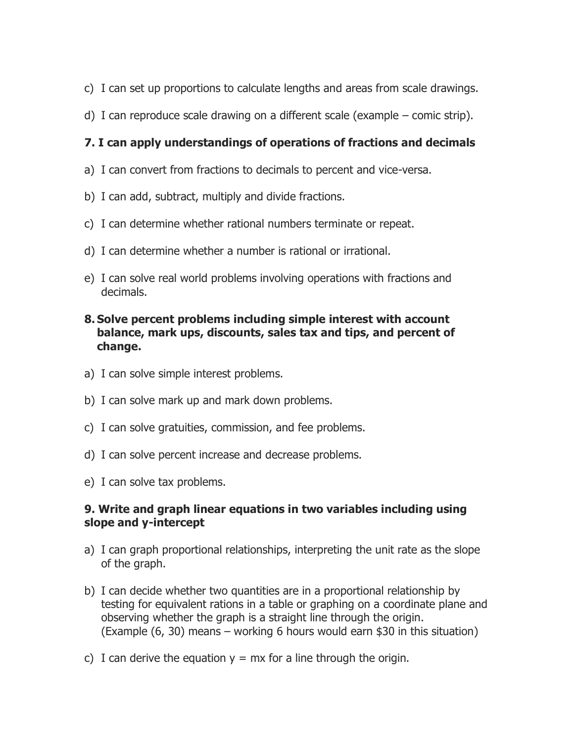c) I can set up proportions to calculate lengths and areas from scale drawings.

d) I can reproduce scale drawing on a different scale (example – comic strip).

**7. I can apply understandings of operations of fractions and decimals**

a) I can convert from fractions to decimals to percent and vice-versa.

b) I can add, subtract, multiply and divide fractions.

c) I can determine whether rational numbers terminate or repeat.

d) I can determine whether a number is rational or irrational.

e) I can solve real world problems involving operations with fractions and decimals.

**8. Solve percent problems including simple interest with account balance, mark ups, discounts, sales tax and tips, and percent of change.**

a) I can solve simple interest problems.

b) I can solve mark up and mark down problems.

c) I can solve gratuities, commission, and fee problems.

d) I can solve percent increase and decrease problems.

e) I can solve tax problems.

**9. Write and graph linear equations in two variables including using slope and y-intercept**

a) I can graph proportional relationships, interpreting the unit rate as the slope of the graph.

b) I can decide whether two quantities are in a proportional relationship by testing for equivalent rations in a table or graphing on a coordinate plane and observing whether the graph is a straight line through the origin. (Example (6, 30) means – working 6 hours would earn $30 in this situation)

c) I can derive the equation $y = mx$ for a line through the origin.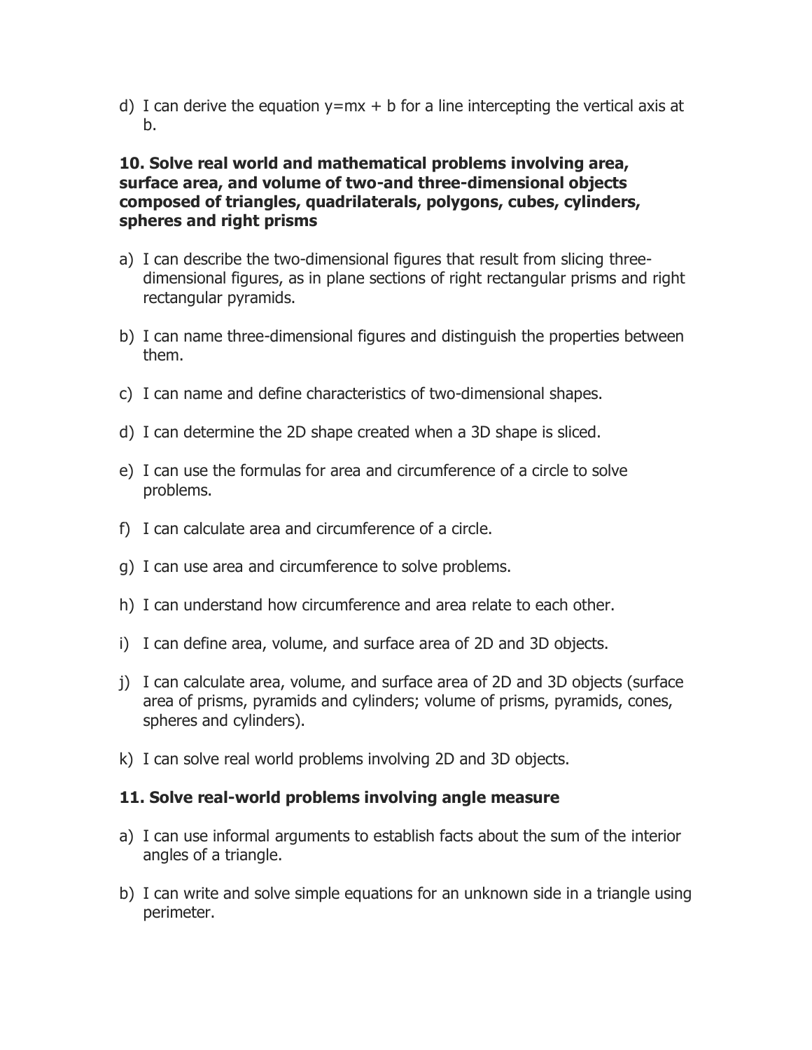d) I can derive the equation $y = mx + b$ for a line intercepting the vertical axis at b.

**10. Solve real world and mathematical problems involving area, surface area, and volume of two-and three-dimensional objects composed of triangles, quadrilaterals, polygons, cubes, cylinders, spheres and right prisms**

a) I can describe the two-dimensional figures that result from slicing three-dimensional figures, as in plane sections of right rectangular prisms and right rectangular pyramids.

b) I can name three-dimensional figures and distinguish the properties between them.

c) I can name and define characteristics of two-dimensional shapes.

d) I can determine the 2D shape created when a 3D shape is sliced.

e) I can use the formulas for area and circumference of a circle to solve problems.

f) I can calculate area and circumference of a circle.

g) I can use area and circumference to solve problems.

h) I can understand how circumference and area relate to each other.

i) I can define area, volume, and surface area of 2D and 3D objects.

j) I can calculate area, volume, and surface area of 2D and 3D objects (surface area of prisms, pyramids and cylinders; volume of prisms, pyramids, cones, spheres and cylinders).

k) I can solve real world problems involving 2D and 3D objects.

**11. Solve real-world problems involving angle measure**

a) I can use informal arguments to establish facts about the sum of the interior angles of a triangle.

b) I can write and solve simple equations for an unknown side in a triangle using perimeter.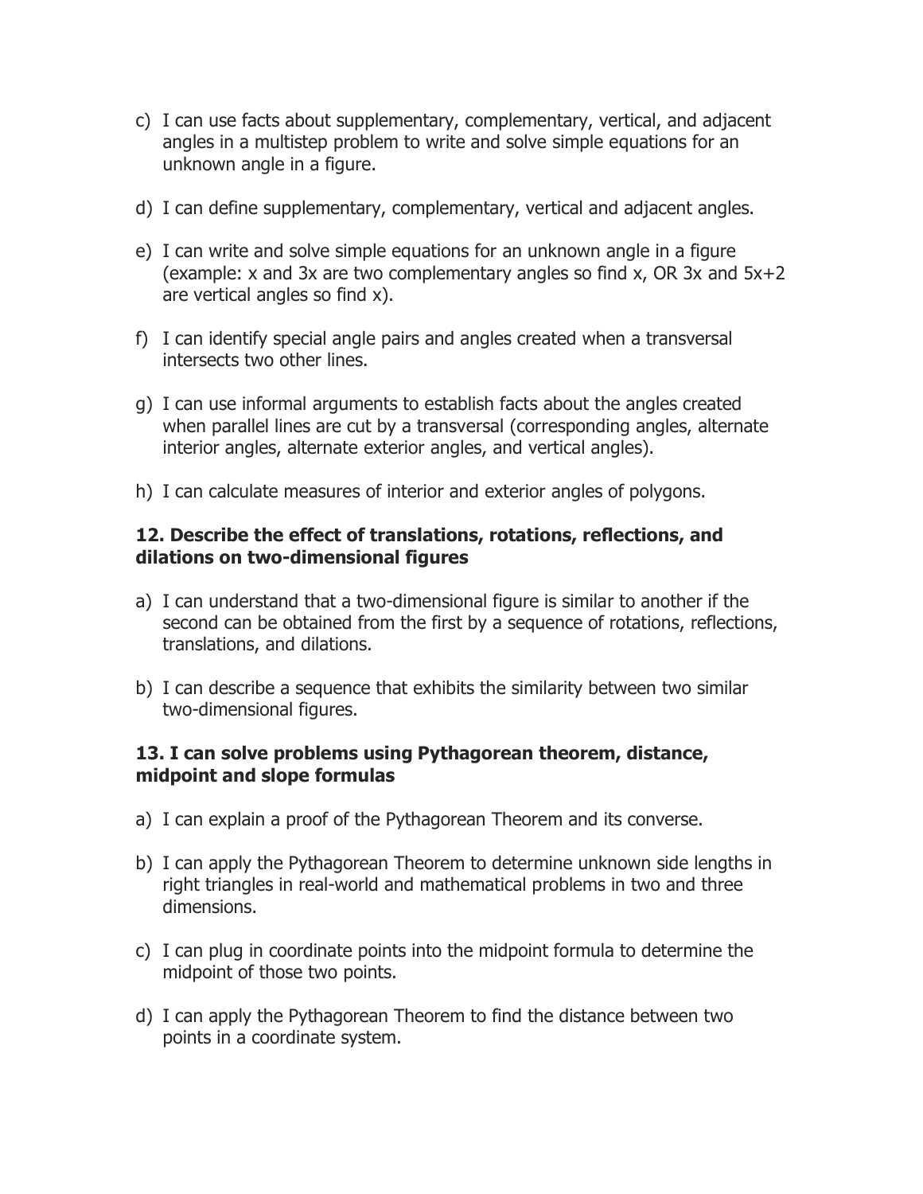c) I can use facts about supplementary, complementary, vertical, and adjacent angles in a multistep problem to write and solve simple equations for an unknown angle in a figure.

d) I can define supplementary, complementary, vertical and adjacent angles.

e) I can write and solve simple equations for an unknown angle in a figure (example: $x$ and $3x$ are two complementary angles so find $x$, OR $3x$ and $5x+2$ are vertical angles so find $x$).

f) I can identify special angle pairs and angles created when a transversal intersects two other lines.

g) I can use informal arguments to establish facts about the angles created when parallel lines are cut by a transversal (corresponding angles, alternate interior angles, alternate exterior angles, and vertical angles).

h) I can calculate measures of interior and exterior angles of polygons.

### 12. Describe the effect of translations, rotations, reflections, and dilations on two-dimensional figures

a) I can understand that a two-dimensional figure is similar to another if the second can be obtained from the first by a sequence of rotations, reflections, translations, and dilations.

b) I can describe a sequence that exhibits the similarity between two similar two-dimensional figures.

### 13. I can solve problems using Pythagorean theorem, distance, midpoint and slope formulas

a) I can explain a proof of the Pythagorean Theorem and its converse.

b) I can apply the Pythagorean Theorem to determine unknown side lengths in right triangles in real-world and mathematical problems in two and three dimensions.

c) I can plug in coordinate points into the midpoint formula to determine the midpoint of those two points.

d) I can apply the Pythagorean Theorem to find the distance between two points in a coordinate system.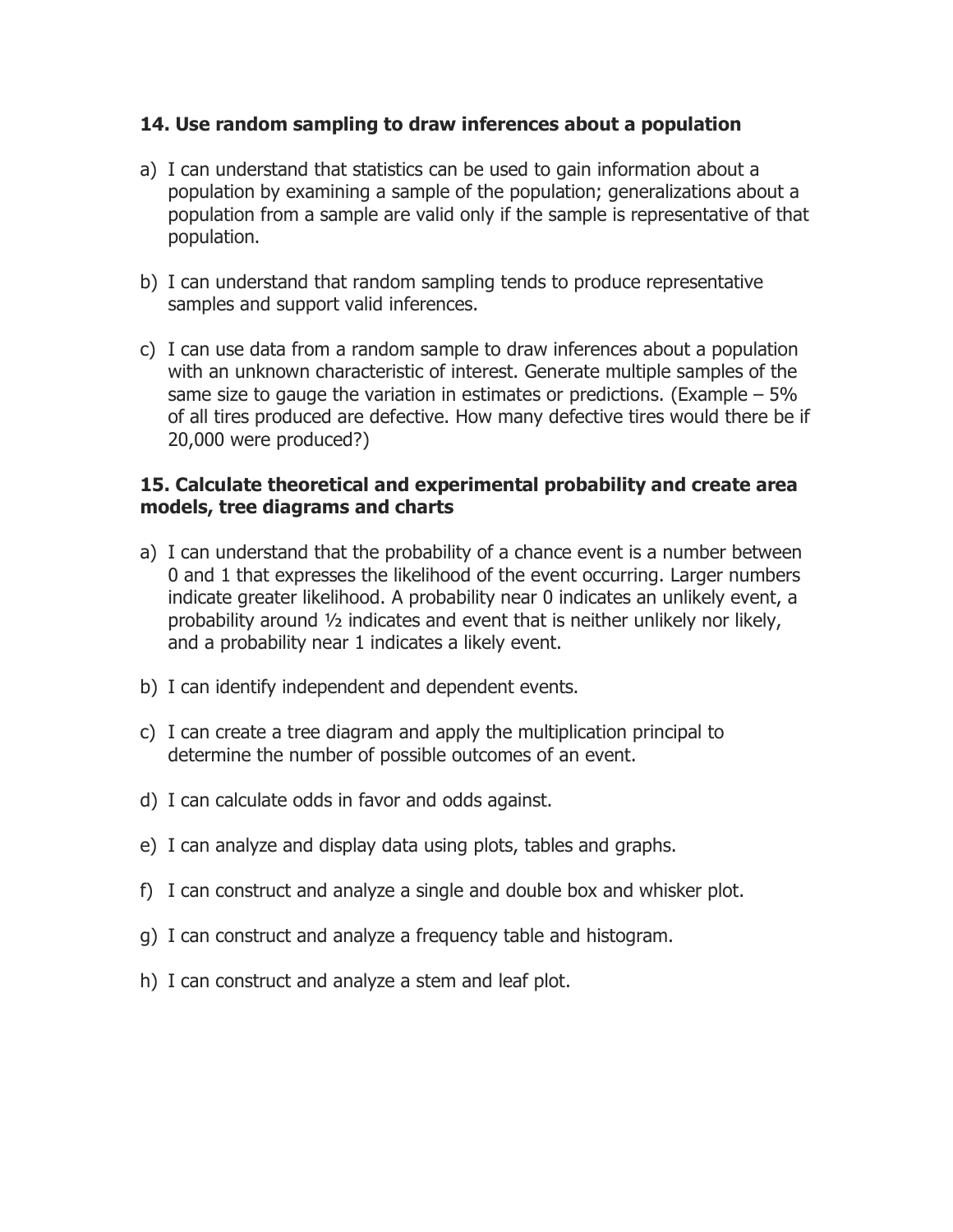**14. Use random sampling to draw inferences about a population**

a) I can understand that statistics can be used to gain information about a population by examining a sample of the population; generalizations about a population from a sample are valid only if the sample is representative of that population.

b) I can understand that random sampling tends to produce representative samples and support valid inferences.

c) I can use data from a random sample to draw inferences about a population with an unknown characteristic of interest. Generate multiple samples of the same size to gauge the variation in estimates or predictions. (Example – 5% of all tires produced are defective. How many defective tires would there be if 20,000 were produced?)

**15. Calculate theoretical and experimental probability and create area models, tree diagrams and charts**

a) I can understand that the probability of a chance event is a number between 0 and 1 that expresses the likelihood of the event occurring. Larger numbers indicate greater likelihood. A probability near 0 indicates an unlikely event, a probability around ½ indicates and event that is neither unlikely nor likely, and a probability near 1 indicates a likely event.

b) I can identify independent and dependent events.

c) I can create a tree diagram and apply the multiplication principal to determine the number of possible outcomes of an event.

d) I can calculate odds in favor and odds against.

e) I can analyze and display data using plots, tables and graphs.

f) I can construct and analyze a single and double box and whisker plot.

g) I can construct and analyze a frequency table and histogram.

h) I can construct and analyze a stem and leaf plot.